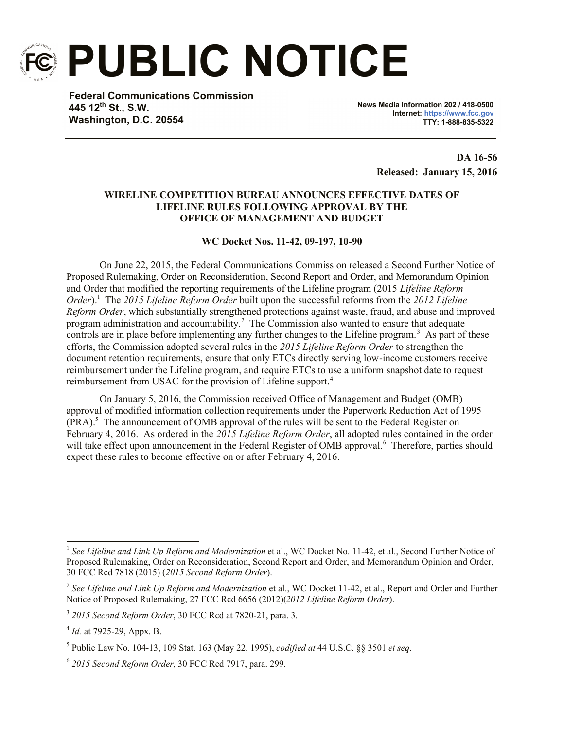# PUBLIC NOTICE

**Federal Communications Commission**
**445 12th St., S.W.**
**Washington, D.C. 20554**

**News Media Information 202 / 418-0500**
**Internet: https://www.fcc.gov**
**TTY: 1-888-835-5322**

**DA 16-56**
**Released: January 15, 2016**

**WIRELINE COMPETITION BUREAU ANNOUNCES EFFECTIVE DATES OF LIFELINE RULES FOLLOWING APPROVAL BY THE OFFICE OF MANAGEMENT AND BUDGET**

**WC Docket Nos. 11-42, 09-197, 10-90**

On June 22, 2015, the Federal Communications Commission released a Second Further Notice of Proposed Rulemaking, Order on Reconsideration, Second Report and Order, and Memorandum Opinion and Order that modified the reporting requirements of the Lifeline program (2015 *Lifeline Reform Order*).[1] The *2015 Lifeline Reform Order* built upon the successful reforms from the *2012 Lifeline Reform Order*, which substantially strengthened protections against waste, fraud, and abuse and improved program administration and accountability.[2] The Commission also wanted to ensure that adequate controls are in place before implementing any further changes to the Lifeline program.[3] As part of these efforts, the Commission adopted several rules in the *2015 Lifeline Reform Order* to strengthen the document retention requirements, ensure that only ETCs directly serving low-income customers receive reimbursement under the Lifeline program, and require ETCs to use a uniform snapshot date to request reimbursement from USAC for the provision of Lifeline support.[4]

On January 5, 2016, the Commission received Office of Management and Budget (OMB) approval of modified information collection requirements under the Paperwork Reduction Act of 1995 (PRA).[5] The announcement of OMB approval of the rules will be sent to the Federal Register on February 4, 2016. As ordered in the *2015 Lifeline Reform Order*, all adopted rules contained in the order will take effect upon announcement in the Federal Register of OMB approval.[6] Therefore, parties should expect these rules to become effective on or after February 4, 2016.

---

[1] *See Lifeline and Link Up Reform and Modernization* et al., WC Docket No. 11-42, et al., Second Further Notice of Proposed Rulemaking, Order on Reconsideration, Second Report and Order, and Memorandum Opinion and Order, 30 FCC Rcd 7818 (2015) (*2015 Second Reform Order*).

[2] *See Lifeline and Link Up Reform and Modernization* et al., WC Docket 11-42, et al., Report and Order and Further Notice of Proposed Rulemaking, 27 FCC Rcd 6656 (2012)(*2012 Lifeline Reform Order*).

[3] *2015 Second Reform Order*, 30 FCC Rcd at 7820-21, para. 3.

[4] *Id.* at 7925-29, Appx. B.

[5] Public Law No. 104-13, 109 Stat. 163 (May 22, 1995), *codified at* 44 U.S.C. §§ 3501 *et seq*.

[6] *2015 Second Reform Order*, 30 FCC Rcd 7917, para. 299.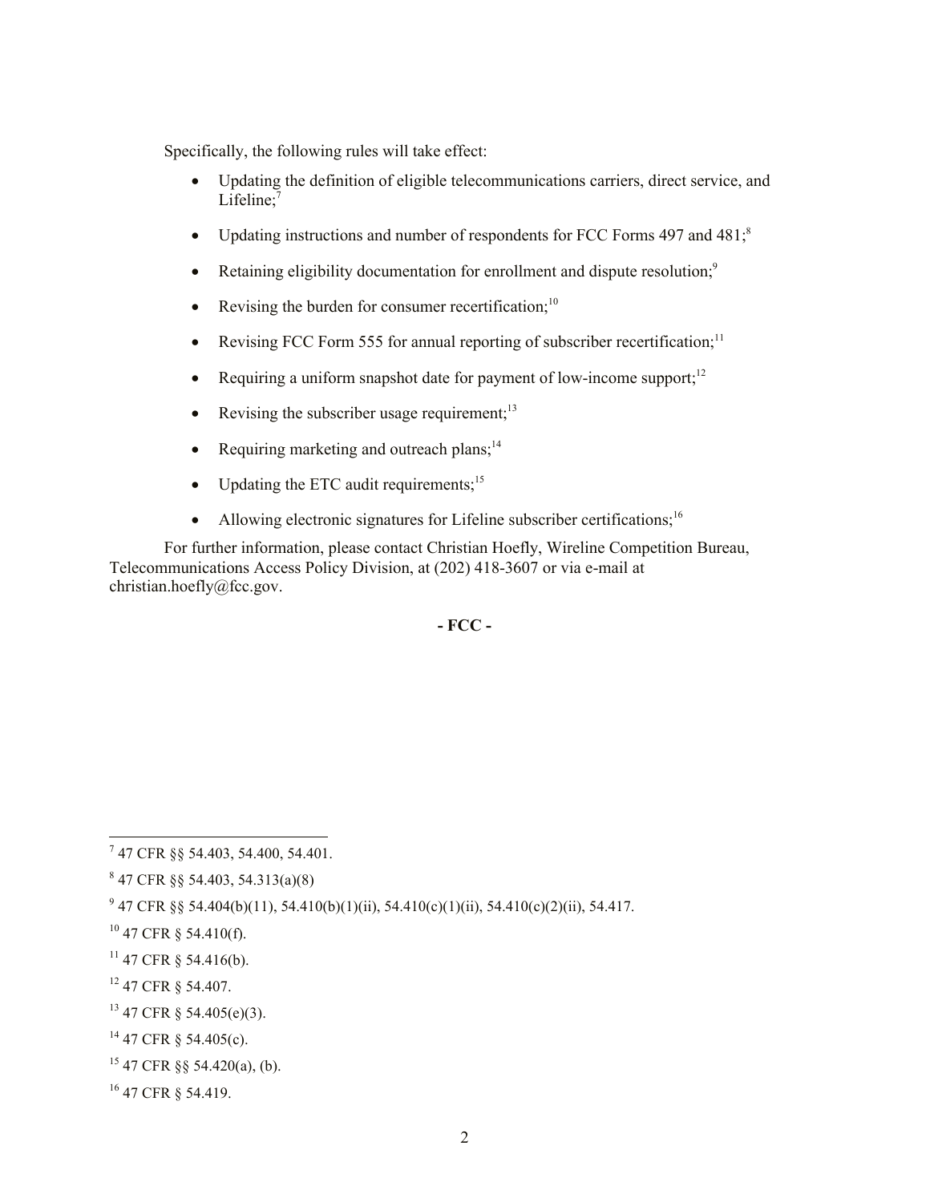Specifically, the following rules will take effect:

- Updating the definition of eligible telecommunications carriers, direct service, and Lifeline;[7]
- Updating instructions and number of respondents for FCC Forms 497 and 481;[8]
- Retaining eligibility documentation for enrollment and dispute resolution;[9]
- Revising the burden for consumer recertification;[10]
- Revising FCC Form 555 for annual reporting of subscriber recertification;[11]
- Requiring a uniform snapshot date for payment of low-income support;[12]
- Revising the subscriber usage requirement;[13]
- Requiring marketing and outreach plans;[14]
- Updating the ETC audit requirements;[15]
- Allowing electronic signatures for Lifeline subscriber certifications;[16]

For further information, please contact Christian Hoefly, Wireline Competition Bureau, Telecommunications Access Policy Division, at (202) 418-3607 or via e-mail at christian.hoefly@fcc.gov.

**- FCC -**

---

[7] 47 CFR §§ 54.403, 54.400, 54.401.

[8] 47 CFR §§ 54.403, 54.313(a)(8)

[9] 47 CFR §§ 54.404(b)(11), 54.410(b)(1)(ii), 54.410(c)(1)(ii), 54.410(c)(2)(ii), 54.417.

[10] 47 CFR § 54.410(f).

[11] 47 CFR § 54.416(b).

[12] 47 CFR § 54.407.

[13] 47 CFR § 54.405(e)(3).

[14] 47 CFR § 54.405(c).

[15] 47 CFR §§ 54.420(a), (b).

[16] 47 CFR § 54.419.